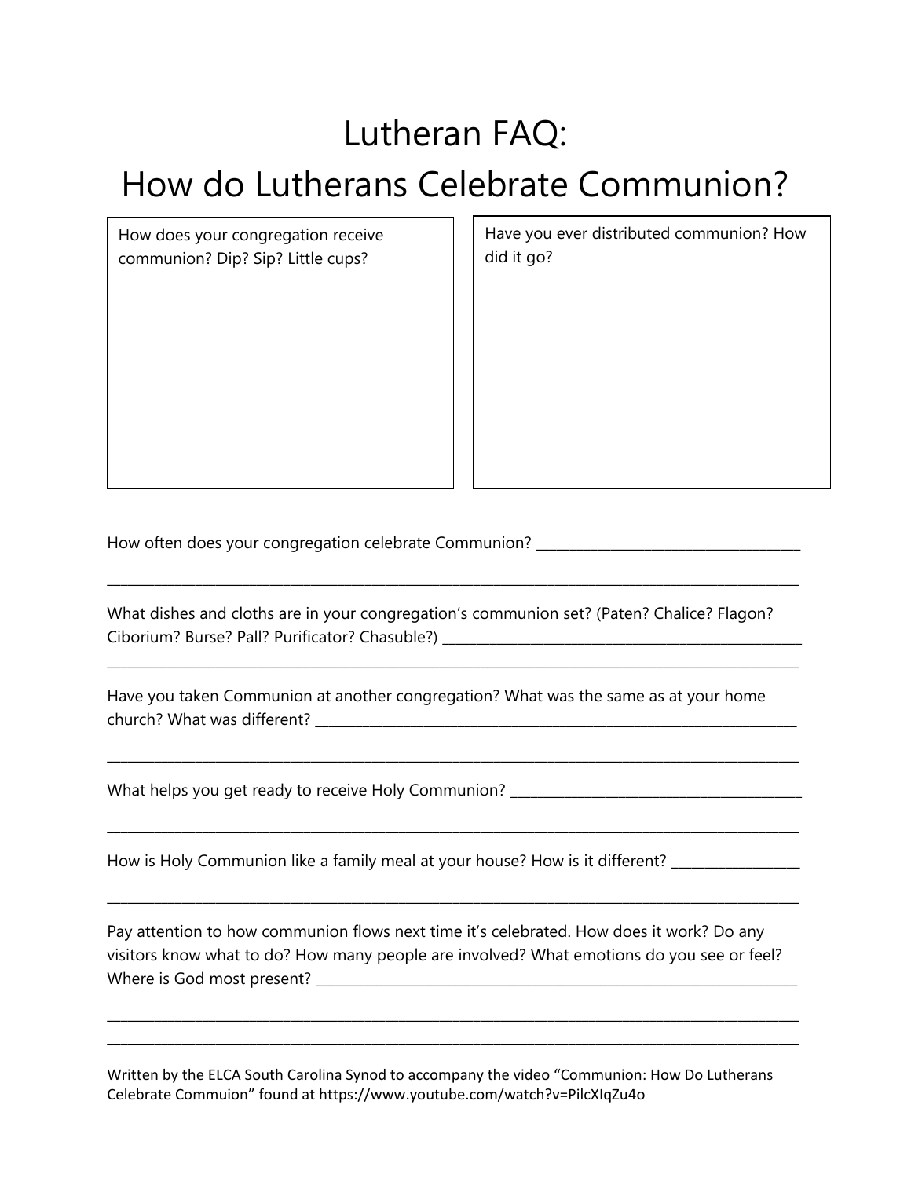# Lutheran FAQ:
# How do Lutherans Celebrate Communion?

How does your congregation receive communion? Dip? Sip? Little cups?

Have you ever distributed communion? How did it go?

How often does your congregation celebrate Communion? ____________________________________

____________________________________________________________________________________________________

What dishes and cloths are in your congregation's communion set? (Paten? Chalice? Flagon? Ciborium? Burse? Pall? Purificator? Chasuble?) __________________________________________________

____________________________________________________________________________________________________

Have you taken Communion at another congregation? What was the same as at your home church? What was different? ____________________________________________________________________

____________________________________________________________________________________________________

What helps you get ready to receive Holy Communion? ________________________________________

____________________________________________________________________________________________________

How is Holy Communion like a family meal at your house? How is it different? _________________

____________________________________________________________________________________________________

Pay attention to how communion flows next time it's celebrated. How does it work? Do any visitors know what to do? How many people are involved? What emotions do you see or feel? Where is God most present? ____________________________________________________________________

____________________________________________________________________________________________________

____________________________________________________________________________________________________

Written by the ELCA South Carolina Synod to accompany the video "Communion: How Do Lutherans Celebrate Commuion" found at https://www.youtube.com/watch?v=PilcXIqZu4o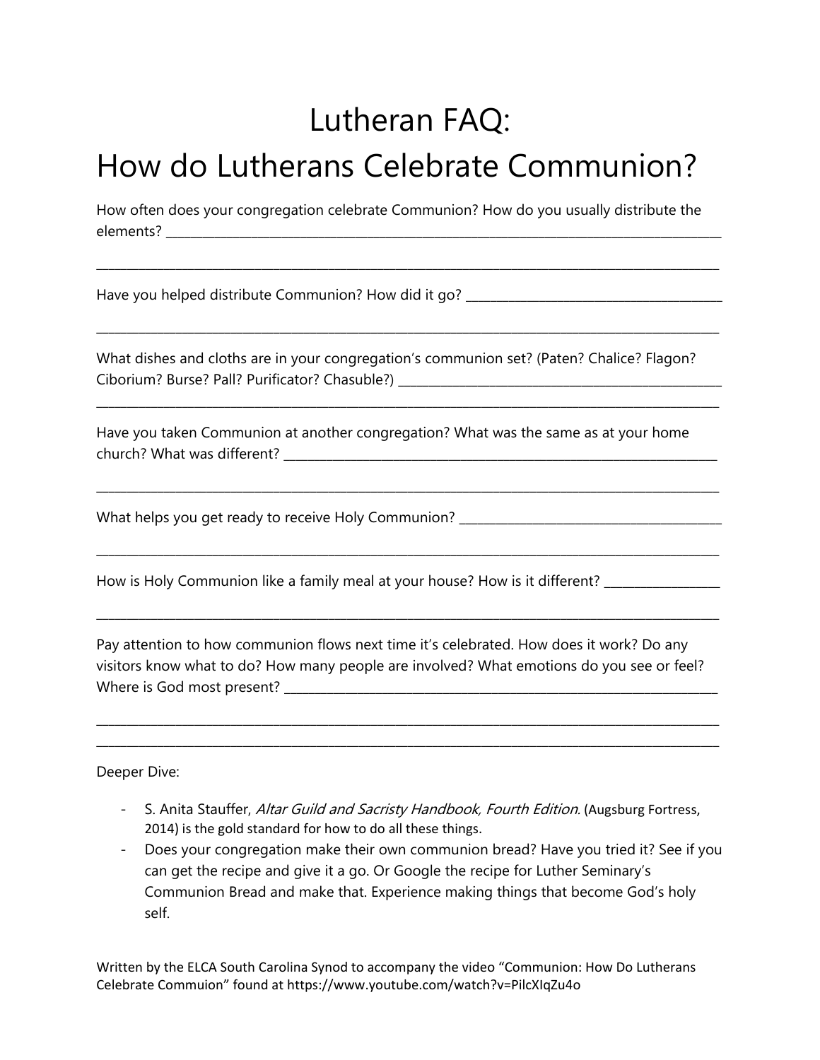# Lutheran FAQ:
# How do Lutherans Celebrate Communion?

How often does your congregation celebrate Communion? How do you usually distribute the elements? ______________________________________________________________________________

______________________________________________________________________________

Have you helped distribute Communion? How did it go? ______________________________

______________________________________________________________________________

What dishes and cloths are in your congregation's communion set? (Paten? Chalice? Flagon? Ciborium? Burse? Pall? Purificator? Chasuble?) ______________________________________

______________________________________________________________________________

Have you taken Communion at another congregation? What was the same as at your home church? What was different? ______________________________________________________

______________________________________________________________________________

What helps you get ready to receive Holy Communion? ______________________________

______________________________________________________________________________

How is Holy Communion like a family meal at your house? How is it different? __________

______________________________________________________________________________

Pay attention to how communion flows next time it's celebrated. How does it work? Do any visitors know what to do? How many people are involved? What emotions do you see or feel? Where is God most present? ______________________________________________________

______________________________________________________________________________

______________________________________________________________________________

Deeper Dive:

- S. Anita Stauffer, *Altar Guild and Sacristy Handbook, Fourth Edition.* (Augsburg Fortress, 2014) is the gold standard for how to do all these things.
- Does your congregation make their own communion bread? Have you tried it? See if you can get the recipe and give it a go. Or Google the recipe for Luther Seminary's Communion Bread and make that. Experience making things that become God's holy self.

Written by the ELCA South Carolina Synod to accompany the video "Communion: How Do Lutherans Celebrate Commuion" found at https://www.youtube.com/watch?v=PilcXIqZu4o